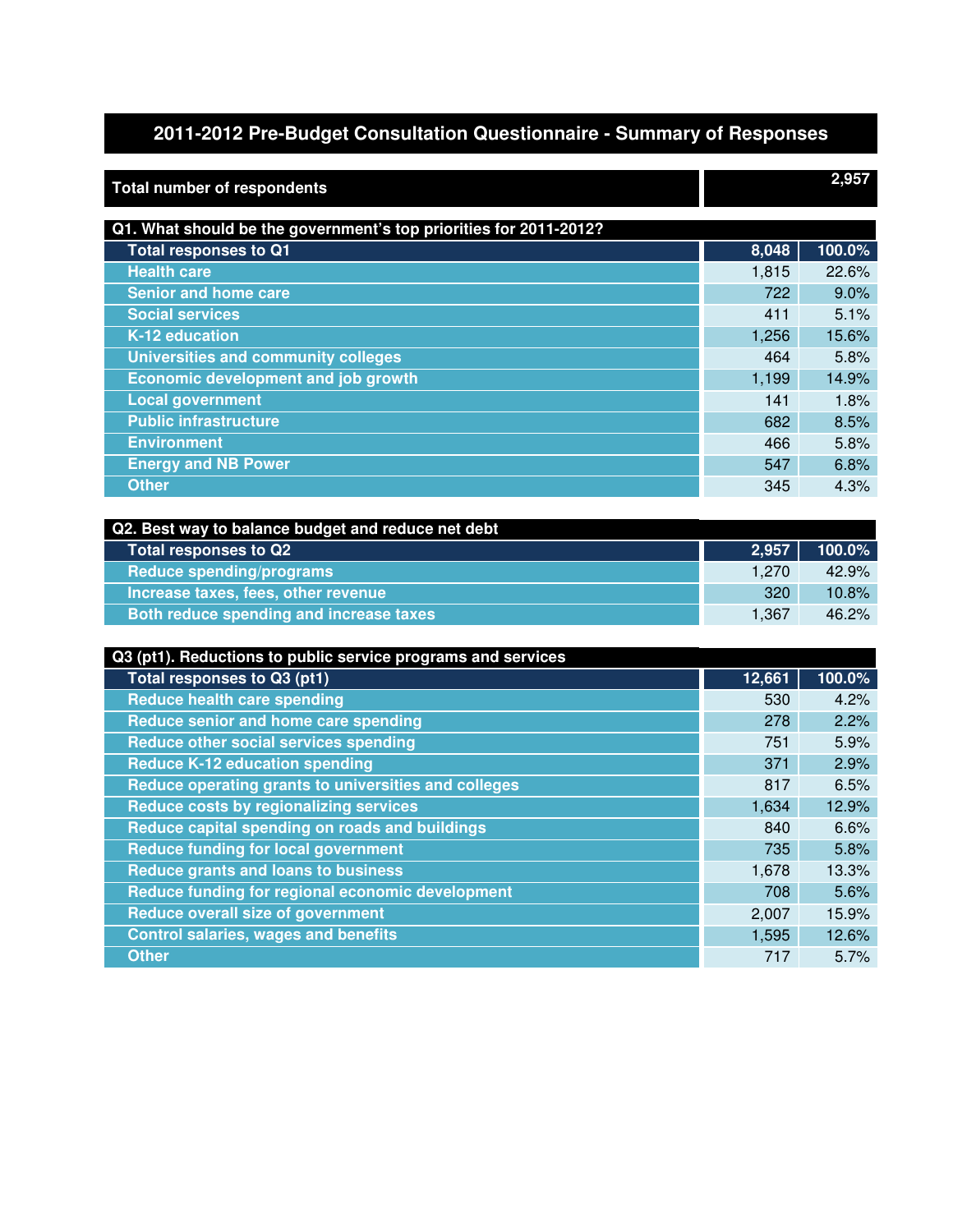# 2011-2012 Pre-Budget Consultation Questionnaire - Summary of Responses

| Total number of respondents | 2,957 |
|---|---|

| Q1. What should be the government's top priorities for 2011-2012? | | |
|---|---|---|
| **Total responses to Q1** | **8,048** | **100.0%** |
| Health care | 1,815 | 22.6% |
| Senior and home care | 722 | 9.0% |
| Social services | 411 | 5.1% |
| K-12 education | 1,256 | 15.6% |
| Universities and community colleges | 464 | 5.8% |
| Economic development and job growth | 1,199 | 14.9% |
| Local government | 141 | 1.8% |
| Public infrastructure | 682 | 8.5% |
| Environment | 466 | 5.8% |
| Energy and NB Power | 547 | 6.8% |
| Other | 345 | 4.3% |

| Q2. Best way to balance budget and reduce net debt | | |
|---|---|---|
| **Total responses to Q2** | **2,957** | **100.0%** |
| Reduce spending/programs | 1,270 | 42.9% |
| Increase taxes, fees, other revenue | 320 | 10.8% |
| Both reduce spending and increase taxes | 1,367 | 46.2% |

| Q3 (pt1). Reductions to public service programs and services | | |
|---|---|---|
| **Total responses to Q3 (pt1)** | **12,661** | **100.0%** |
| Reduce health care spending | 530 | 4.2% |
| Reduce senior and home care spending | 278 | 2.2% |
| Reduce other social services spending | 751 | 5.9% |
| Reduce K-12 education spending | 371 | 2.9% |
| Reduce operating grants to universities and colleges | 817 | 6.5% |
| Reduce costs by regionalizing services | 1,634 | 12.9% |
| Reduce capital spending on roads and buildings | 840 | 6.6% |
| Reduce funding for local government | 735 | 5.8% |
| Reduce grants and loans to business | 1,678 | 13.3% |
| Reduce funding for regional economic development | 708 | 5.6% |
| Reduce overall size of government | 2,007 | 15.9% |
| Control salaries, wages and benefits | 1,595 | 12.6% |
| Other | 717 | 5.7% |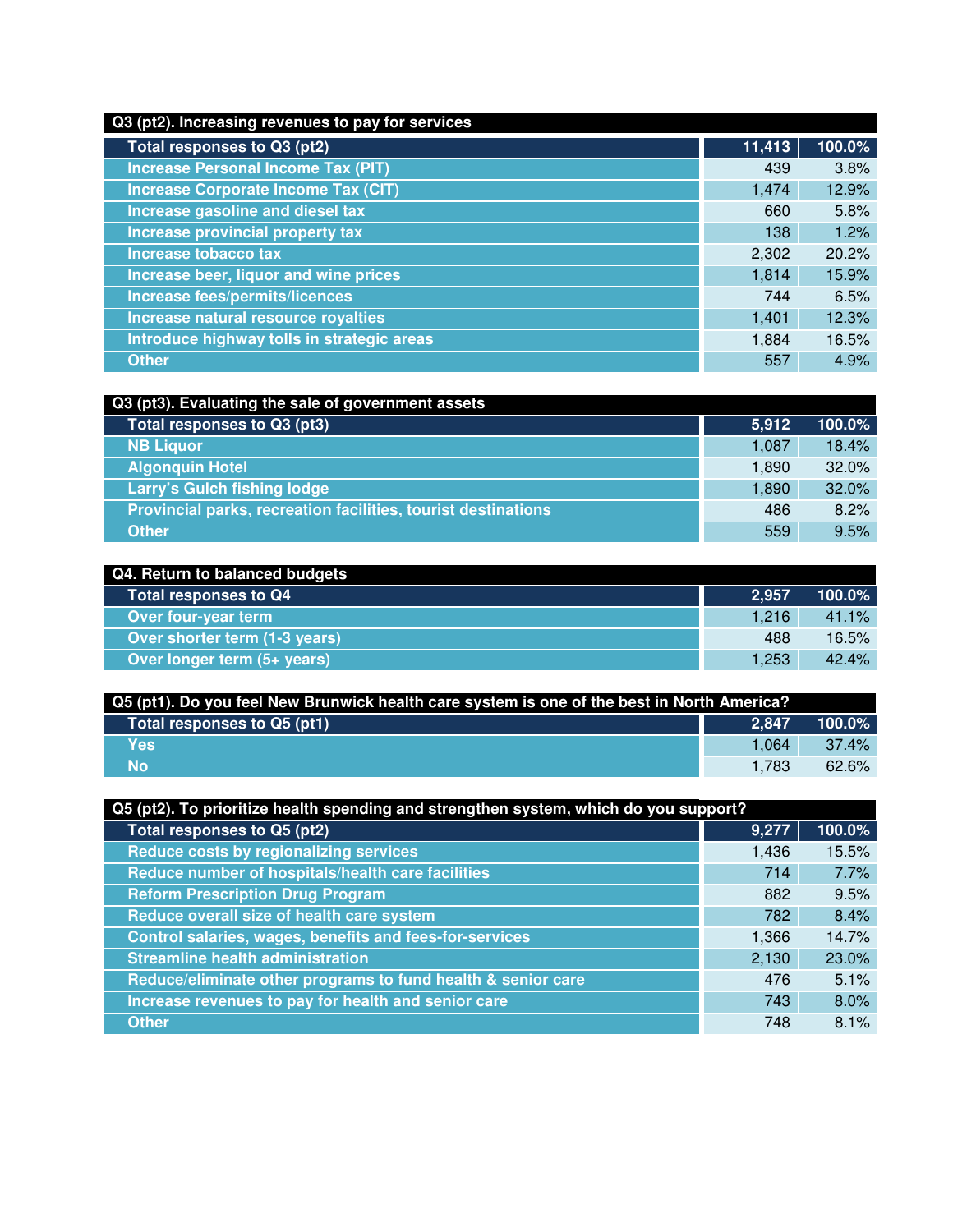| Q3 (pt2). Increasing revenues to pay for services | | |
|---|---|---|
| Total responses to Q3 (pt2) | 11,413 | 100.0% |
| Increase Personal Income Tax (PIT) | 439 | 3.8% |
| Increase Corporate Income Tax (CIT) | 1,474 | 12.9% |
| Increase gasoline and diesel tax | 660 | 5.8% |
| Increase provincial property tax | 138 | 1.2% |
| Increase tobacco tax | 2,302 | 20.2% |
| Increase beer, liquor and wine prices | 1,814 | 15.9% |
| Increase fees/permits/licences | 744 | 6.5% |
| Increase natural resource royalties | 1,401 | 12.3% |
| Introduce highway tolls in strategic areas | 1,884 | 16.5% |
| Other | 557 | 4.9% |

| Q3 (pt3). Evaluating the sale of government assets | | |
|---|---|---|
| Total responses to Q3 (pt3) | 5,912 | 100.0% |
| NB Liquor | 1,087 | 18.4% |
| Algonquin Hotel | 1,890 | 32.0% |
| Larry's Gulch fishing lodge | 1,890 | 32.0% |
| Provincial parks, recreation facilities, tourist destinations | 486 | 8.2% |
| Other | 559 | 9.5% |

| Q4. Return to balanced budgets | | |
|---|---|---|
| Total responses to Q4 | 2,957 | 100.0% |
| Over four-year term | 1,216 | 41.1% |
| Over shorter term (1-3 years) | 488 | 16.5% |
| Over longer term (5+ years) | 1,253 | 42.4% |

| Q5 (pt1). Do you feel New Brunswick health care system is one of the best in North America? | | |
|---|---|---|
| Total responses to Q5 (pt1) | 2,847 | 100.0% |
| Yes | 1,064 | 37.4% |
| No | 1,783 | 62.6% |

| Q5 (pt2). To prioritize health spending and strengthen system, which do you support? | | |
|---|---|---|
| Total responses to Q5 (pt2) | 9,277 | 100.0% |
| Reduce costs by regionalizing services | 1,436 | 15.5% |
| Reduce number of hospitals/health care facilities | 714 | 7.7% |
| Reform Prescription Drug Program | 882 | 9.5% |
| Reduce overall size of health care system | 782 | 8.4% |
| Control salaries, wages, benefits and fees-for-services | 1,366 | 14.7% |
| Streamline health administration | 2,130 | 23.0% |
| Reduce/eliminate other programs to fund health & senior care | 476 | 5.1% |
| Increase revenues to pay for health and senior care | 743 | 8.0% |
| Other | 748 | 8.1% |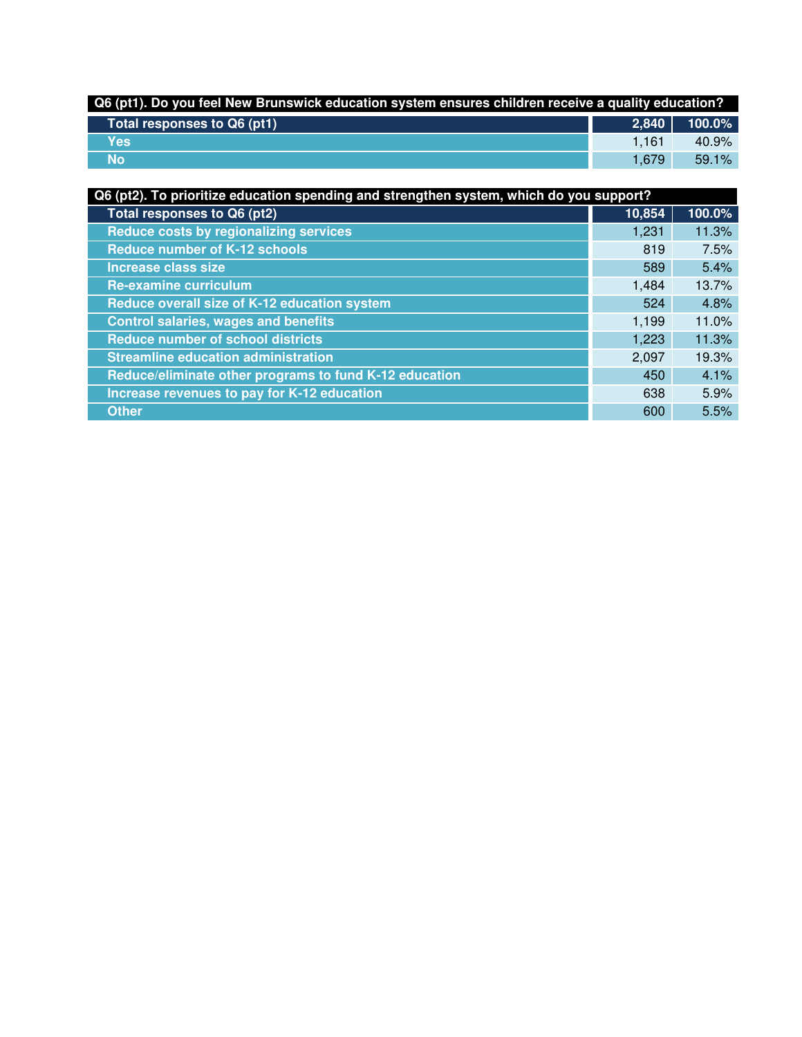| Q6 (pt1). Do you feel New Brunswick education system ensures children receive a quality education? | | |
|---|---|---|
| **Total responses to Q6 (pt1)** | **2,840** | **100.0%** |
| Yes | 1,161 | 40.9% |
| No | 1,679 | 59.1% |

| Q6 (pt2). To prioritize education spending and strengthen system, which do you support? | | |
|---|---|---|
| **Total responses to Q6 (pt2)** | **10,854** | **100.0%** |
| Reduce costs by regionalizing services | 1,231 | 11.3% |
| Reduce number of K-12 schools | 819 | 7.5% |
| Increase class size | 589 | 5.4% |
| Re-examine curriculum | 1,484 | 13.7% |
| Reduce overall size of K-12 education system | 524 | 4.8% |
| Control salaries, wages and benefits | 1,199 | 11.0% |
| Reduce number of school districts | 1,223 | 11.3% |
| Streamline education administration | 2,097 | 19.3% |
| Reduce/eliminate other programs to fund K-12 education | 450 | 4.1% |
| Increase revenues to pay for K-12 education | 638 | 5.9% |
| Other | 600 | 5.5% |